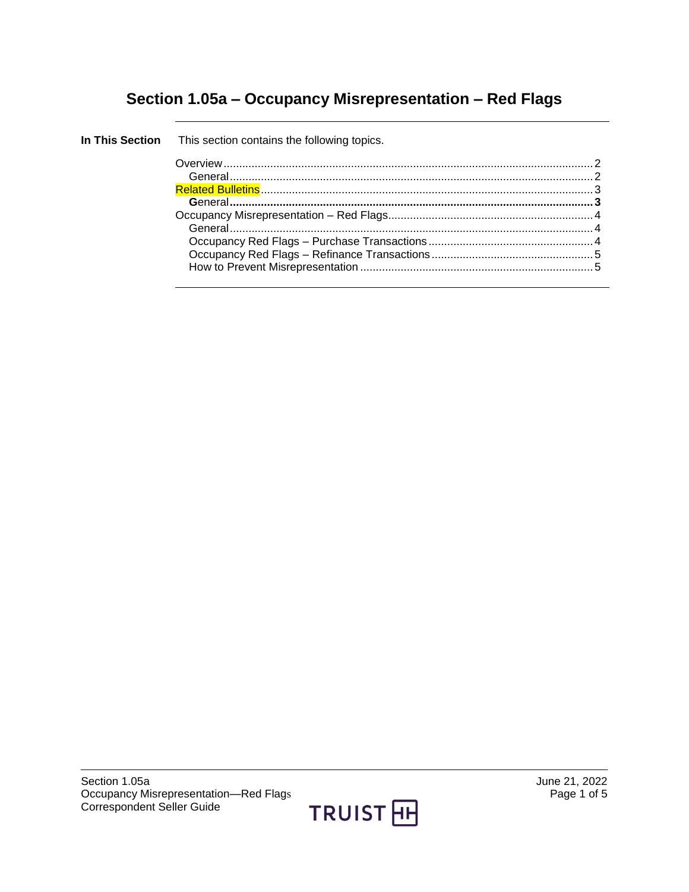# Section 1.05a – Occupancy Misrepresentation – Red Flags

**In This Section** This section contains the following topics.

- Overview .......... 2
  - General .......... 2
- Related Bulletins .......... 3
  - **General .......... 3**
- Occupancy Misrepresentation – Red Flags .......... 4
  - General .......... 4
  - Occupancy Red Flags – Purchase Transactions .......... 4
  - Occupancy Red Flags – Refinance Transactions .......... 5
  - How to Prevent Misrepresentation .......... 5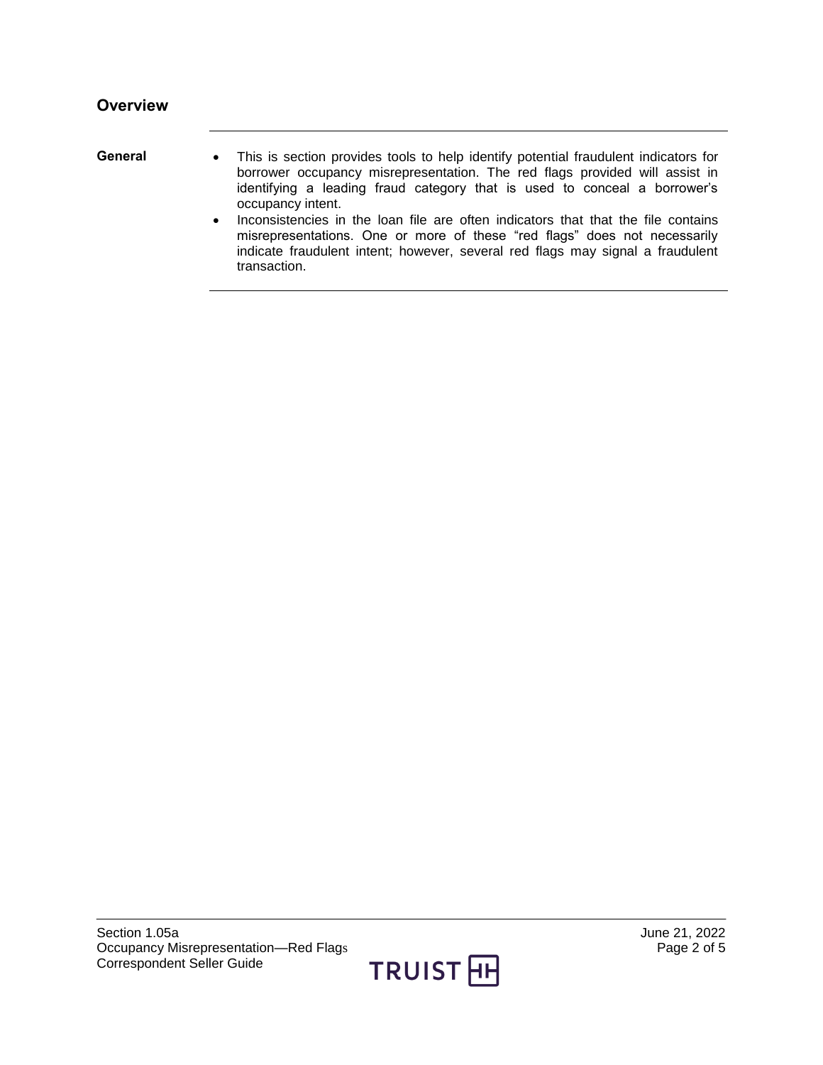## Overview

**General**

- This is section provides tools to help identify potential fraudulent indicators for borrower occupancy misrepresentation. The red flags provided will assist in identifying a leading fraud category that is used to conceal a borrower's occupancy intent.
- Inconsistencies in the loan file are often indicators that that the file contains misrepresentations. One or more of these "red flags" does not necessarily indicate fraudulent intent; however, several red flags may signal a fraudulent transaction.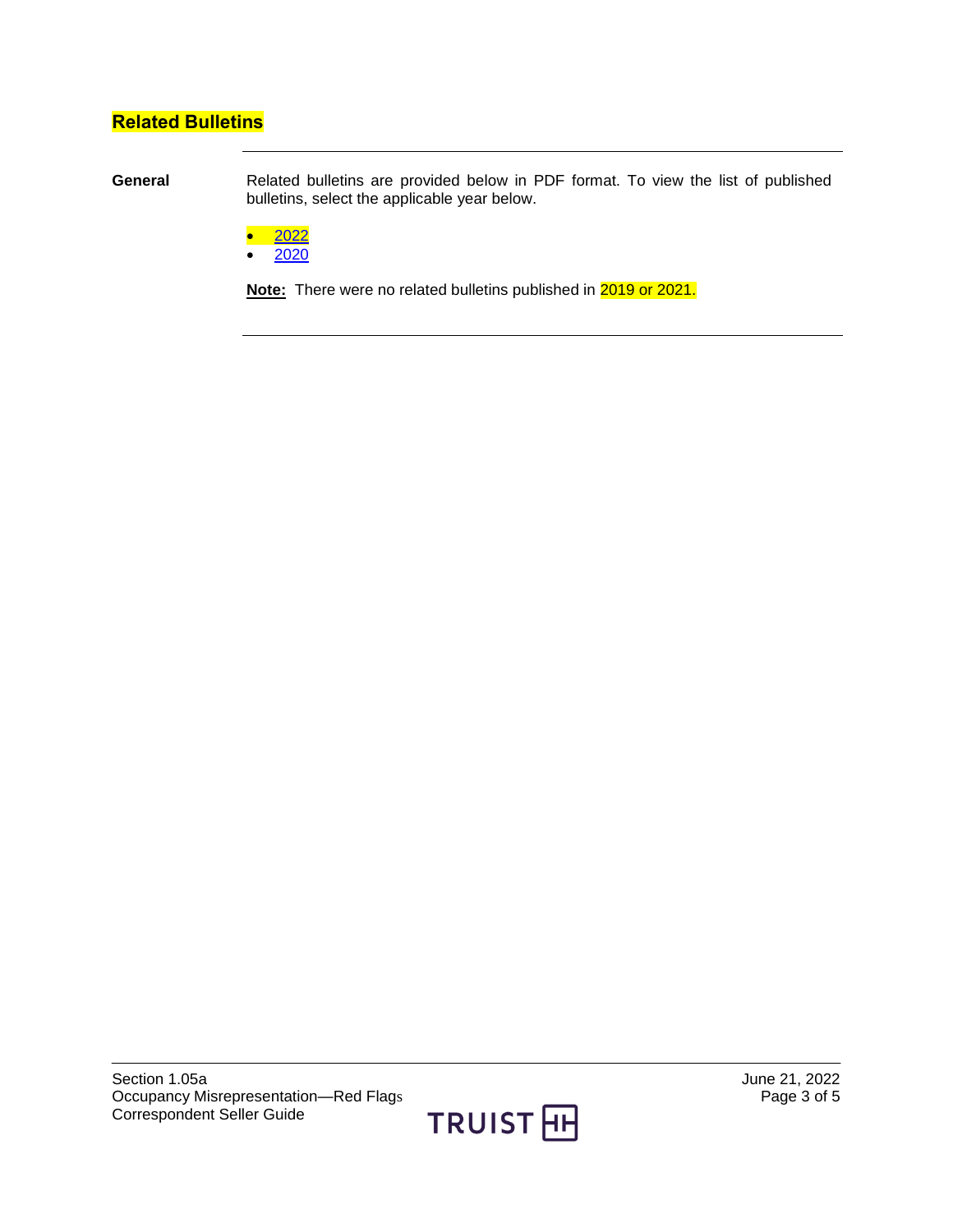## Related Bulletins

**General**

Related bulletins are provided below in PDF format. To view the list of published bulletins, select the applicable year below.

- 2022
- 2020

**Note:** There were no related bulletins published in 2019 or 2021.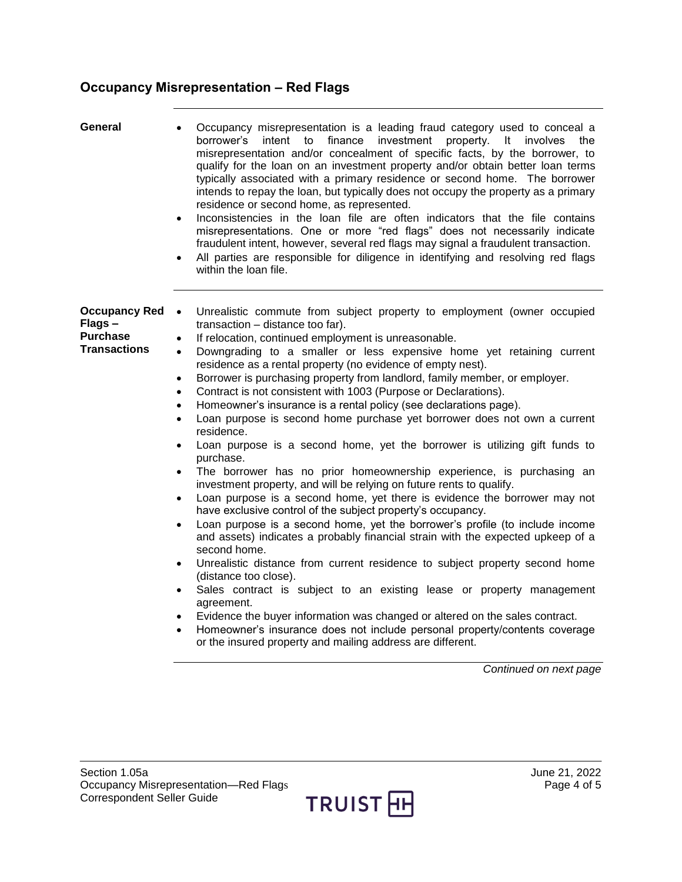## Occupancy Misrepresentation – Red Flags

**General**

- Occupancy misrepresentation is a leading fraud category used to conceal a borrower's intent to finance investment property. It involves the misrepresentation and/or concealment of specific facts, by the borrower, to qualify for the loan on an investment property and/or obtain better loan terms typically associated with a primary residence or second home. The borrower intends to repay the loan, but typically does not occupy the property as a primary residence or second home, as represented.
- Inconsistencies in the loan file are often indicators that the file contains misrepresentations. One or more "red flags" does not necessarily indicate fraudulent intent, however, several red flags may signal a fraudulent transaction.
- All parties are responsible for diligence in identifying and resolving red flags within the loan file.

**Occupancy Red Flags – Purchase Transactions**

- Unrealistic commute from subject property to employment (owner occupied transaction – distance too far).
- If relocation, continued employment is unreasonable.
- Downgrading to a smaller or less expensive home yet retaining current residence as a rental property (no evidence of empty nest).
- Borrower is purchasing property from landlord, family member, or employer.
- Contract is not consistent with 1003 (Purpose or Declarations).
- Homeowner's insurance is a rental policy (see declarations page).
- Loan purpose is second home purchase yet borrower does not own a current residence.
- Loan purpose is a second home, yet the borrower is utilizing gift funds to purchase.
- The borrower has no prior homeownership experience, is purchasing an investment property, and will be relying on future rents to qualify.
- Loan purpose is a second home, yet there is evidence the borrower may not have exclusive control of the subject property's occupancy.
- Loan purpose is a second home, yet the borrower's profile (to include income and assets) indicates a probably financial strain with the expected upkeep of a second home.
- Unrealistic distance from current residence to subject property second home (distance too close).
- Sales contract is subject to an existing lease or property management agreement.
- Evidence the buyer information was changed or altered on the sales contract.
- Homeowner's insurance does not include personal property/contents coverage or the insured property and mailing address are different.

*Continued on next page*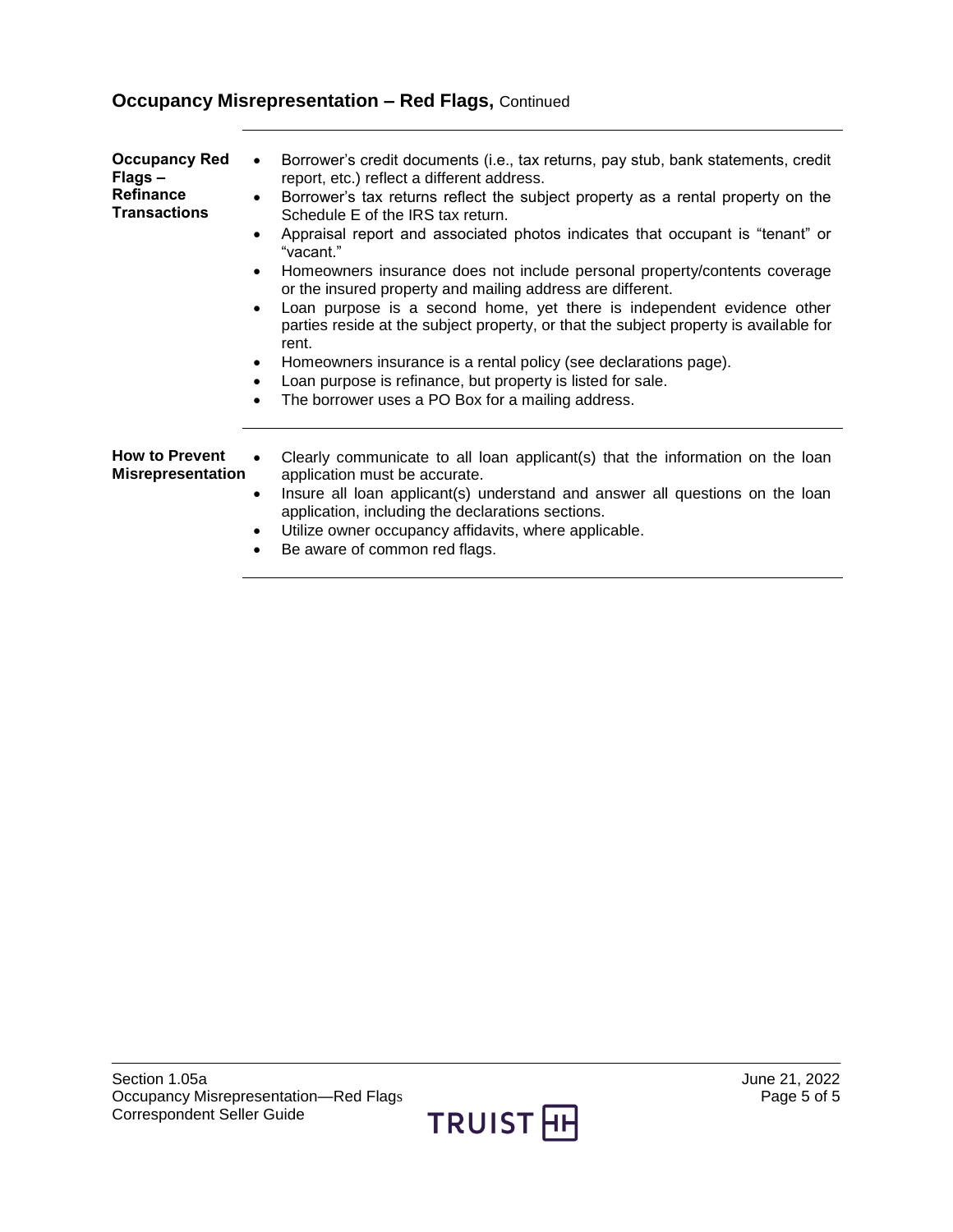## Occupancy Misrepresentation – Red Flags, Continued

**Occupancy Red Flags – Refinance Transactions**

- Borrower's credit documents (i.e., tax returns, pay stub, bank statements, credit report, etc.) reflect a different address.
- Borrower's tax returns reflect the subject property as a rental property on the Schedule E of the IRS tax return.
- Appraisal report and associated photos indicates that occupant is "tenant" or "vacant."
- Homeowners insurance does not include personal property/contents coverage or the insured property and mailing address are different.
- Loan purpose is a second home, yet there is independent evidence other parties reside at the subject property, or that the subject property is available for rent.
- Homeowners insurance is a rental policy (see declarations page).
- Loan purpose is refinance, but property is listed for sale.
- The borrower uses a PO Box for a mailing address.

**How to Prevent Misrepresentation**

- Clearly communicate to all loan applicant(s) that the information on the loan application must be accurate.
- Insure all loan applicant(s) understand and answer all questions on the loan application, including the declarations sections.
- Utilize owner occupancy affidavits, where applicable.
- Be aware of common red flags.